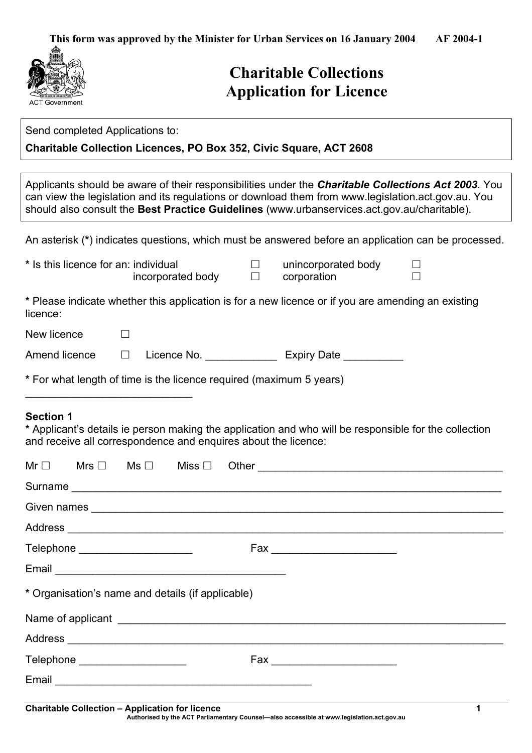This form was approved by the Minister for Urban Services on 16 January 2004 AF 2004-1

ACT Government

# Charitable Collections Application for Licence

Send completed Applications to:

**Charitable Collection Licences, PO Box 352, Civic Square, ACT 2608**

Applicants should be aware of their responsibilities under the ***Charitable Collections Act 2003***. You can view the legislation and its regulations or download them from www.legislation.act.gov.au. You should also consult the **Best Practice Guidelines** (www.urbanservices.act.gov.au/charitable).

An asterisk (**\***) indicates questions, which must be answered before an application can be processed.

**\*** Is this licence for an: individual ☐ unincorporated body ☐ incorporated body ☐ corporation ☐

**\*** Please indicate whether this application is for a new licence or if you are amending an existing licence:

New licence ☐

Amend licence ☐ Licence No. ____________ Expiry Date __________

**\*** For what length of time is the licence required (maximum 5 years)

____________________________

**Section 1**

**\*** Applicant's details ie person making the application and who will be responsible for the collection and receive all correspondence and enquires about the licence:

Mr ☐ Mrs ☐ Ms ☐ Miss ☐ Other ___________________________________________

Surname ________________________________________________________________________

Given names _____________________________________________________________________

Address _________________________________________________________________________

Telephone ___________________ Fax _____________________

Email _________________________________________

**\*** Organisation's name and details (if applicable)

Name of applicant _________________________________________________________________

Address _________________________________________________________________________

Telephone __________________ Fax _____________________

Email ______________________________________________

Charitable Collection – Application for licence

Authorised by the ACT Parliamentary Counsel—also accessible at www.legislation.act.gov.au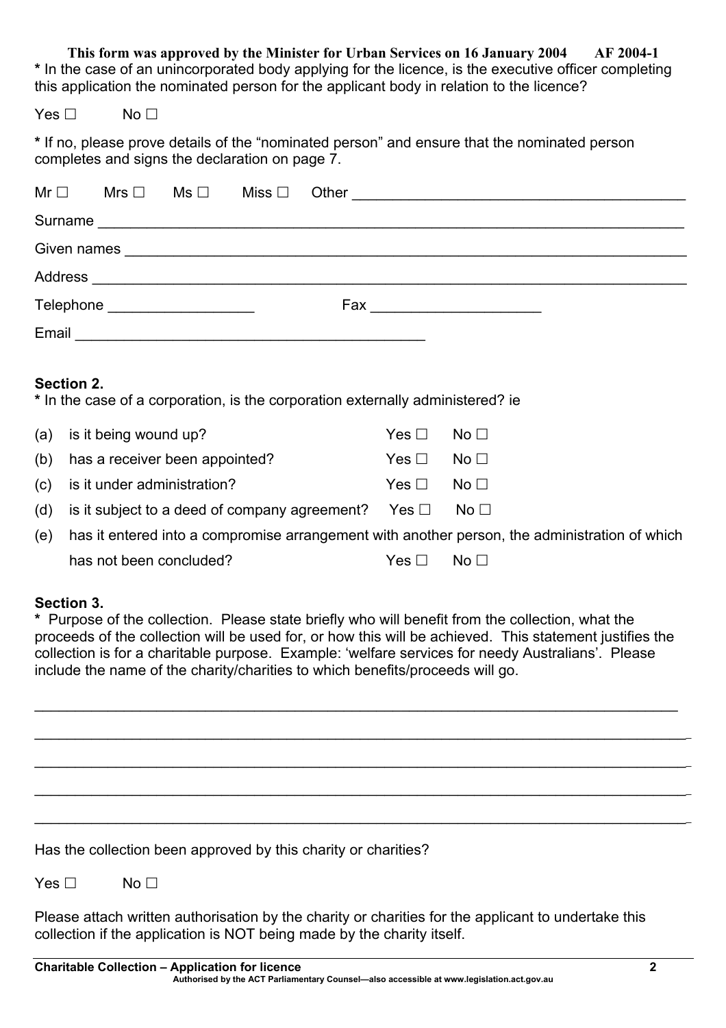**This form was approved by the Minister for Urban Services on 16 January 2004 AF 2004-1**

* In the case of an unincorporated body applying for the licence, is the executive officer completing this application the nominated person for the applicant body in relation to the licence?

Yes ☐ No ☐

* If no, please prove details of the "nominated person" and ensure that the nominated person completes and signs the declaration on page 7.

Mr ☐ Mrs ☐ Ms ☐ Miss ☐ Other ________________________________________

Surname ________________________________________________________________________

Given names ____________________________________________________________________

Address ________________________________________________________________________

Telephone __________________ Fax _____________________

Email ___________________________________________

## Section 2.

* In the case of a corporation, is the corporation externally administered? ie

(a) is it being wound up? Yes ☐ No ☐

(b) has a receiver been appointed? Yes ☐ No ☐

(c) is it under administration? Yes ☐ No ☐

(d) is it subject to a deed of company agreement? Yes ☐ No ☐

(e) has it entered into a compromise arrangement with another person, the administration of which has not been concluded? Yes ☐ No ☐

## Section 3.

* Purpose of the collection. Please state briefly who will benefit from the collection, what the proceeds of the collection will be used for, or how this will be achieved. This statement justifies the collection is for a charitable purpose. Example: 'welfare services for needy Australians'. Please include the name of the charity/charities to which benefits/proceeds will go.

________________________________________________________________________________

________________________________________________________________________________

________________________________________________________________________________

________________________________________________________________________________

________________________________________________________________________________

Has the collection been approved by this charity or charities?

Yes ☐ No ☐

Please attach written authorisation by the charity or charities for the applicant to undertake this collection if the application is NOT being made by the charity itself.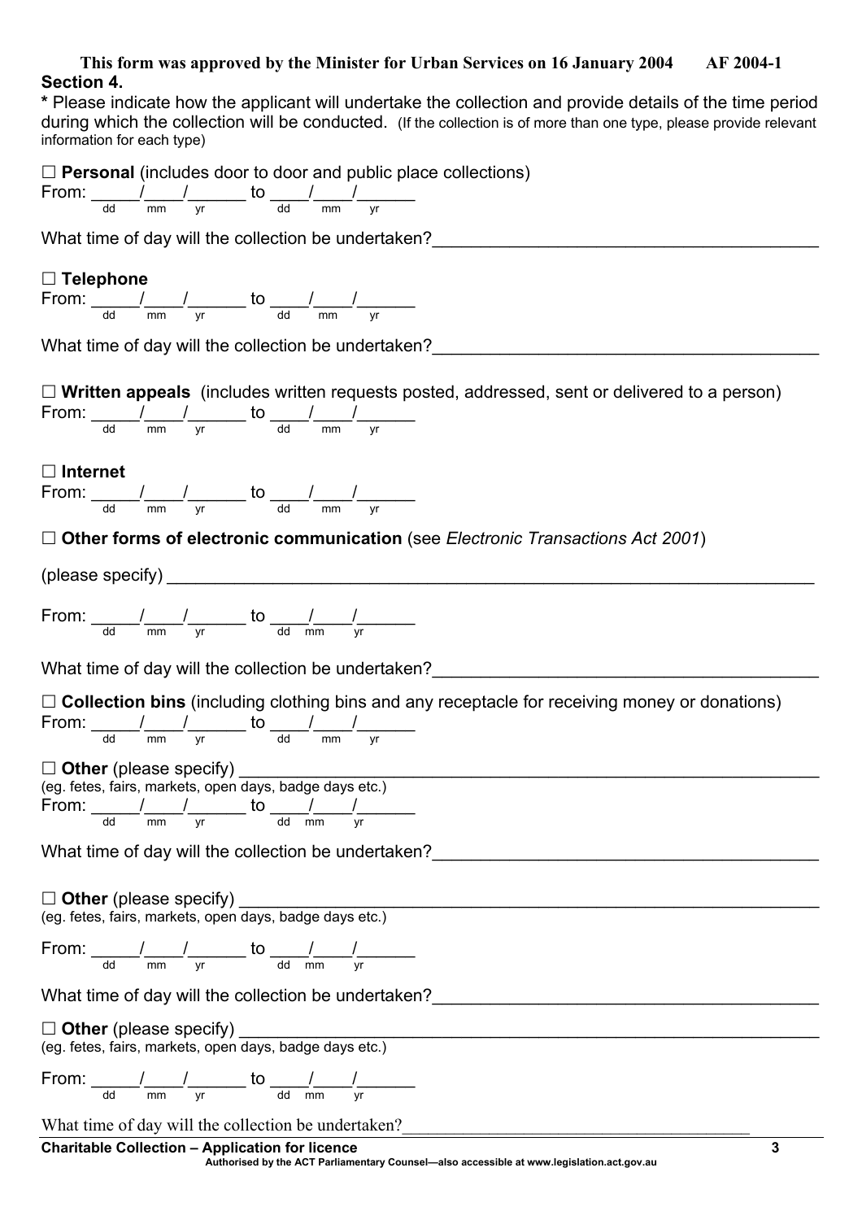This form was approved by the Minister for Urban Services on 16 January 2004 AF 2004-1

**Section 4.**

**\*** Please indicate how the applicant will undertake the collection and provide details of the time period during which the collection will be conducted. (If the collection is of more than one type, please provide relevant information for each type)

☐ **Personal** (includes door to door and public place collections)
From: _____/____/______ to ____/____/______
dd mm yr dd mm yr

What time of day will the collection be undertaken?________________________________________

☐ **Telephone**
From: _____/____/______ to ____/____/______
dd mm yr dd mm yr

What time of day will the collection be undertaken?________________________________________

☐ **Written appeals** (includes written requests posted, addressed, sent or delivered to a person)
From: _____/____/______ to ____/____/______
dd mm yr dd mm yr

☐ **Internet**
From: _____/____/______ to ____/____/______
dd mm yr dd mm yr

☐ **Other forms of electronic communication** (see *Electronic Transactions Act 2001*)

(please specify) ______________________________________________________________________

From: _____/____/______ to ____/____/______
dd mm yr dd mm yr

What time of day will the collection be undertaken?________________________________________

☐ **Collection bins** (including clothing bins and any receptacle for receiving money or donations)
From: _____/____/______ to ____/____/______
dd mm yr dd mm yr

☐ **Other** (please specify) ____________________________________________________________
(eg. fetes, fairs, markets, open days, badge days etc.)
From: _____/____/______ to ____/____/______
dd mm yr dd mm yr

What time of day will the collection be undertaken?________________________________________

☐ **Other** (please specify) ____________________________________________________________
(eg. fetes, fairs, markets, open days, badge days etc.)

From: _____/____/______ to ____/____/______
dd mm yr dd mm yr

What time of day will the collection be undertaken?________________________________________

☐ **Other** (please specify) ____________________________________________________________
(eg. fetes, fairs, markets, open days, badge days etc.)

From: _____/____/______ to ____/____/______
dd mm yr dd mm yr

What time of day will the collection be undertaken?________________________________________

**Charitable Collection – Application for licence**

Authorised by the ACT Parliamentary Counsel—also accessible at www.legislation.act.gov.au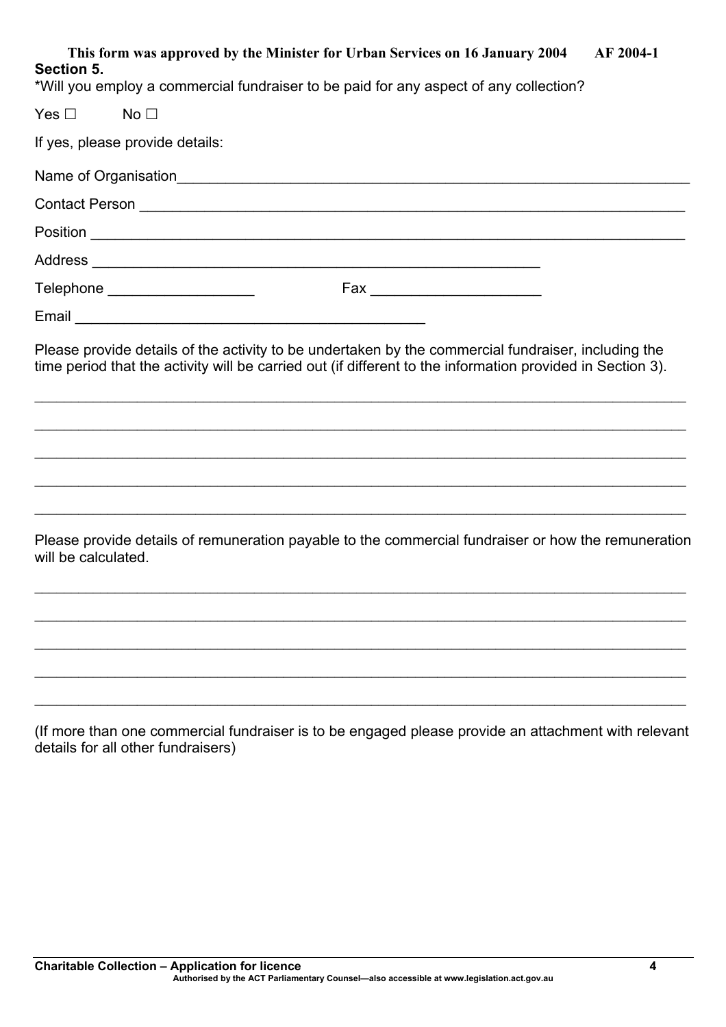This form was approved by the Minister for Urban Services on 16 January 2004 AF 2004-1

**Section 5.**

*Will you employ a commercial fundraiser to be paid for any aspect of any collection?

Yes ☐ No ☐

If yes, please provide details:

Name of Organisation___________________________________________________________________

Contact Person _______________________________________________________________________

Position _____________________________________________________________________________

Address _________________________________________________________

Telephone __________________ Fax _____________________

Email ___________________________________________

Please provide details of the activity to be undertaken by the commercial fundraiser, including the time period that the activity will be carried out (if different to the information provided in Section 3).

_____________________________________________________________________________________

_____________________________________________________________________________________

_____________________________________________________________________________________

_____________________________________________________________________________________

_____________________________________________________________________________________

Please provide details of remuneration payable to the commercial fundraiser or how the remuneration will be calculated.

_____________________________________________________________________________________

_____________________________________________________________________________________

_____________________________________________________________________________________

_____________________________________________________________________________________

_____________________________________________________________________________________

(If more than one commercial fundraiser is to be engaged please provide an attachment with relevant details for all other fundraisers)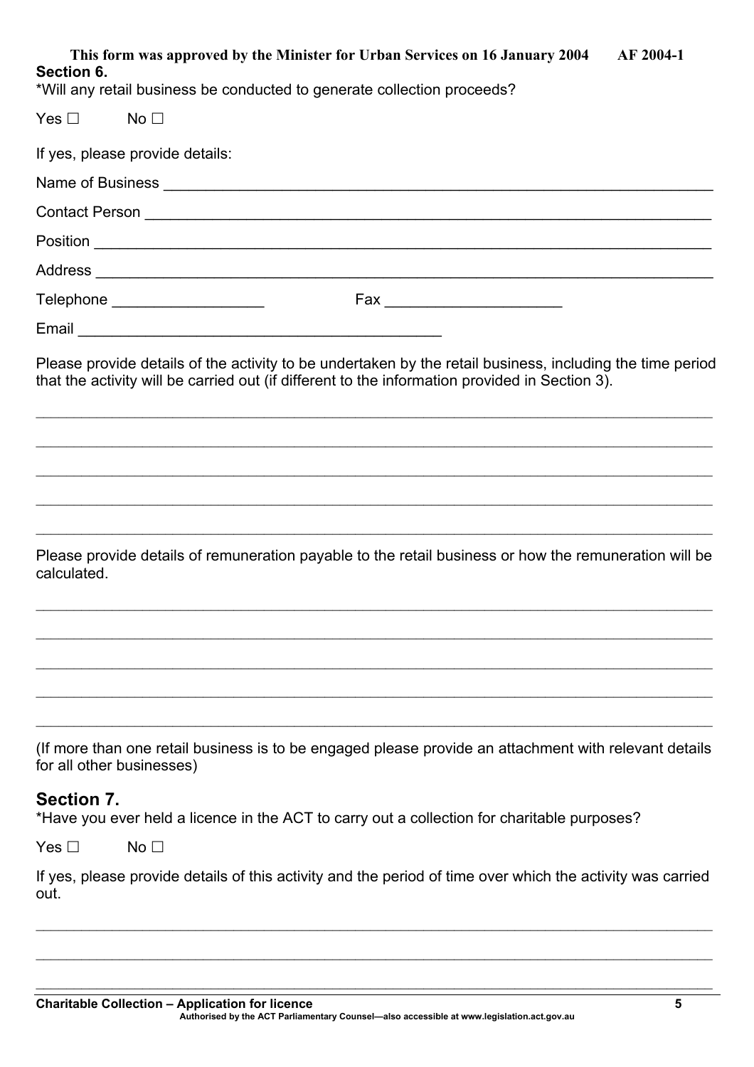This form was approved by the Minister for Urban Services on 16 January 2004 AF 2004-1

## Section 6.

*Will any retail business be conducted to generate collection proceeds?

Yes ☐ No ☐

If yes, please provide details:

Name of Business ______________________________________________

Contact Person ______________________________________________

Position ______________________________________________

Address ______________________________________________

Telephone __________________ Fax ____________________

Email ________________________________

Please provide details of the activity to be undertaken by the retail business, including the time period that the activity will be carried out (if different to the information provided in Section 3).

______________________________________________

______________________________________________

______________________________________________

______________________________________________

______________________________________________

Please provide details of remuneration payable to the retail business or how the remuneration will be calculated.

______________________________________________

______________________________________________

______________________________________________

______________________________________________

______________________________________________

(If more than one retail business is to be engaged please provide an attachment with relevant details for all other businesses)

## Section 7.

*Have you ever held a licence in the ACT to carry out a collection for charitable purposes?

Yes ☐ No ☐

If yes, please provide details of this activity and the period of time over which the activity was carried out.

______________________________________________

______________________________________________

______________________________________________

Charitable Collection – Application for licence

Authorised by the ACT Parliamentary Counsel—also accessible at www.legislation.act.gov.au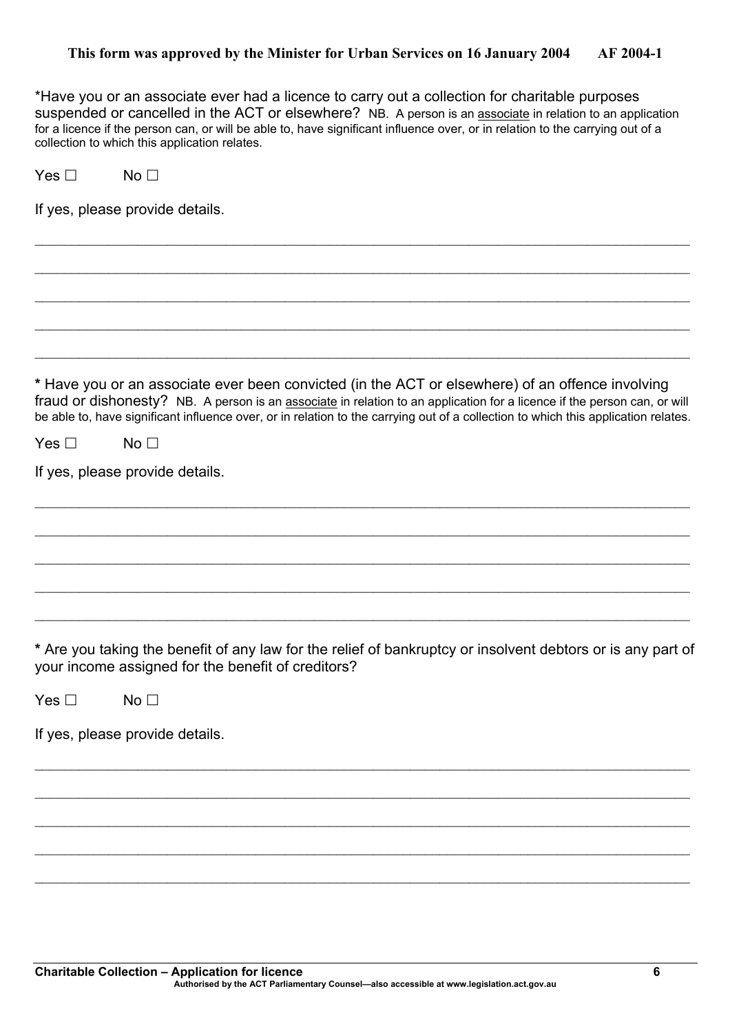*Have you or an associate ever had a licence to carry out a collection for charitable purposes suspended or cancelled in the ACT or elsewhere? NB. A person is an associate in relation to an application for a licence if the person can, or will be able to, have significant influence over, or in relation to the carrying out of a collection to which this application relates.

Yes ☐ No ☐

If yes, please provide details.

\_\_\_\_\_\_\_\_\_\_\_\_\_\_\_\_\_\_\_\_\_\_\_\_\_\_\_\_\_\_\_\_\_\_\_\_\_\_\_\_\_\_\_\_\_\_\_\_\_\_\_\_\_\_\_\_\_\_\_\_\_\_\_\_\_\_\_\_\_\_\_\_\_\_\_\_\_\_

\_\_\_\_\_\_\_\_\_\_\_\_\_\_\_\_\_\_\_\_\_\_\_\_\_\_\_\_\_\_\_\_\_\_\_\_\_\_\_\_\_\_\_\_\_\_\_\_\_\_\_\_\_\_\_\_\_\_\_\_\_\_\_\_\_\_\_\_\_\_\_\_\_\_\_\_\_\_

\_\_\_\_\_\_\_\_\_\_\_\_\_\_\_\_\_\_\_\_\_\_\_\_\_\_\_\_\_\_\_\_\_\_\_\_\_\_\_\_\_\_\_\_\_\_\_\_\_\_\_\_\_\_\_\_\_\_\_\_\_\_\_\_\_\_\_\_\_\_\_\_\_\_\_\_\_\_

\_\_\_\_\_\_\_\_\_\_\_\_\_\_\_\_\_\_\_\_\_\_\_\_\_\_\_\_\_\_\_\_\_\_\_\_\_\_\_\_\_\_\_\_\_\_\_\_\_\_\_\_\_\_\_\_\_\_\_\_\_\_\_\_\_\_\_\_\_\_\_\_\_\_\_\_\_\_

\_\_\_\_\_\_\_\_\_\_\_\_\_\_\_\_\_\_\_\_\_\_\_\_\_\_\_\_\_\_\_\_\_\_\_\_\_\_\_\_\_\_\_\_\_\_\_\_\_\_\_\_\_\_\_\_\_\_\_\_\_\_\_\_\_\_\_\_\_\_\_\_\_\_\_\_\_\_

**\*** Have you or an associate ever been convicted (in the ACT or elsewhere) of an offence involving fraud or dishonesty? NB. A person is an associate in relation to an application for a licence if the person can, or will be able to, have significant influence over, or in relation to the carrying out of a collection to which this application relates.

Yes ☐ No ☐

If yes, please provide details.

\_\_\_\_\_\_\_\_\_\_\_\_\_\_\_\_\_\_\_\_\_\_\_\_\_\_\_\_\_\_\_\_\_\_\_\_\_\_\_\_\_\_\_\_\_\_\_\_\_\_\_\_\_\_\_\_\_\_\_\_\_\_\_\_\_\_\_\_\_\_\_\_\_\_\_\_\_\_

\_\_\_\_\_\_\_\_\_\_\_\_\_\_\_\_\_\_\_\_\_\_\_\_\_\_\_\_\_\_\_\_\_\_\_\_\_\_\_\_\_\_\_\_\_\_\_\_\_\_\_\_\_\_\_\_\_\_\_\_\_\_\_\_\_\_\_\_\_\_\_\_\_\_\_\_\_\_

\_\_\_\_\_\_\_\_\_\_\_\_\_\_\_\_\_\_\_\_\_\_\_\_\_\_\_\_\_\_\_\_\_\_\_\_\_\_\_\_\_\_\_\_\_\_\_\_\_\_\_\_\_\_\_\_\_\_\_\_\_\_\_\_\_\_\_\_\_\_\_\_\_\_\_\_\_\_

\_\_\_\_\_\_\_\_\_\_\_\_\_\_\_\_\_\_\_\_\_\_\_\_\_\_\_\_\_\_\_\_\_\_\_\_\_\_\_\_\_\_\_\_\_\_\_\_\_\_\_\_\_\_\_\_\_\_\_\_\_\_\_\_\_\_\_\_\_\_\_\_\_\_\_\_\_\_

\_\_\_\_\_\_\_\_\_\_\_\_\_\_\_\_\_\_\_\_\_\_\_\_\_\_\_\_\_\_\_\_\_\_\_\_\_\_\_\_\_\_\_\_\_\_\_\_\_\_\_\_\_\_\_\_\_\_\_\_\_\_\_\_\_\_\_\_\_\_\_\_\_\_\_\_\_\_

**\*** Are you taking the benefit of any law for the relief of bankruptcy or insolvent debtors or is any part of your income assigned for the benefit of creditors?

Yes ☐ No ☐

If yes, please provide details.

\_\_\_\_\_\_\_\_\_\_\_\_\_\_\_\_\_\_\_\_\_\_\_\_\_\_\_\_\_\_\_\_\_\_\_\_\_\_\_\_\_\_\_\_\_\_\_\_\_\_\_\_\_\_\_\_\_\_\_\_\_\_\_\_\_\_\_\_\_\_\_\_\_\_\_\_\_\_

\_\_\_\_\_\_\_\_\_\_\_\_\_\_\_\_\_\_\_\_\_\_\_\_\_\_\_\_\_\_\_\_\_\_\_\_\_\_\_\_\_\_\_\_\_\_\_\_\_\_\_\_\_\_\_\_\_\_\_\_\_\_\_\_\_\_\_\_\_\_\_\_\_\_\_\_\_\_

\_\_\_\_\_\_\_\_\_\_\_\_\_\_\_\_\_\_\_\_\_\_\_\_\_\_\_\_\_\_\_\_\_\_\_\_\_\_\_\_\_\_\_\_\_\_\_\_\_\_\_\_\_\_\_\_\_\_\_\_\_\_\_\_\_\_\_\_\_\_\_\_\_\_\_\_\_\_

\_\_\_\_\_\_\_\_\_\_\_\_\_\_\_\_\_\_\_\_\_\_\_\_\_\_\_\_\_\_\_\_\_\_\_\_\_\_\_\_\_\_\_\_\_\_\_\_\_\_\_\_\_\_\_\_\_\_\_\_\_\_\_\_\_\_\_\_\_\_\_\_\_\_\_\_\_\_

\_\_\_\_\_\_\_\_\_\_\_\_\_\_\_\_\_\_\_\_\_\_\_\_\_\_\_\_\_\_\_\_\_\_\_\_\_\_\_\_\_\_\_\_\_\_\_\_\_\_\_\_\_\_\_\_\_\_\_\_\_\_\_\_\_\_\_\_\_\_\_\_\_\_\_\_\_\_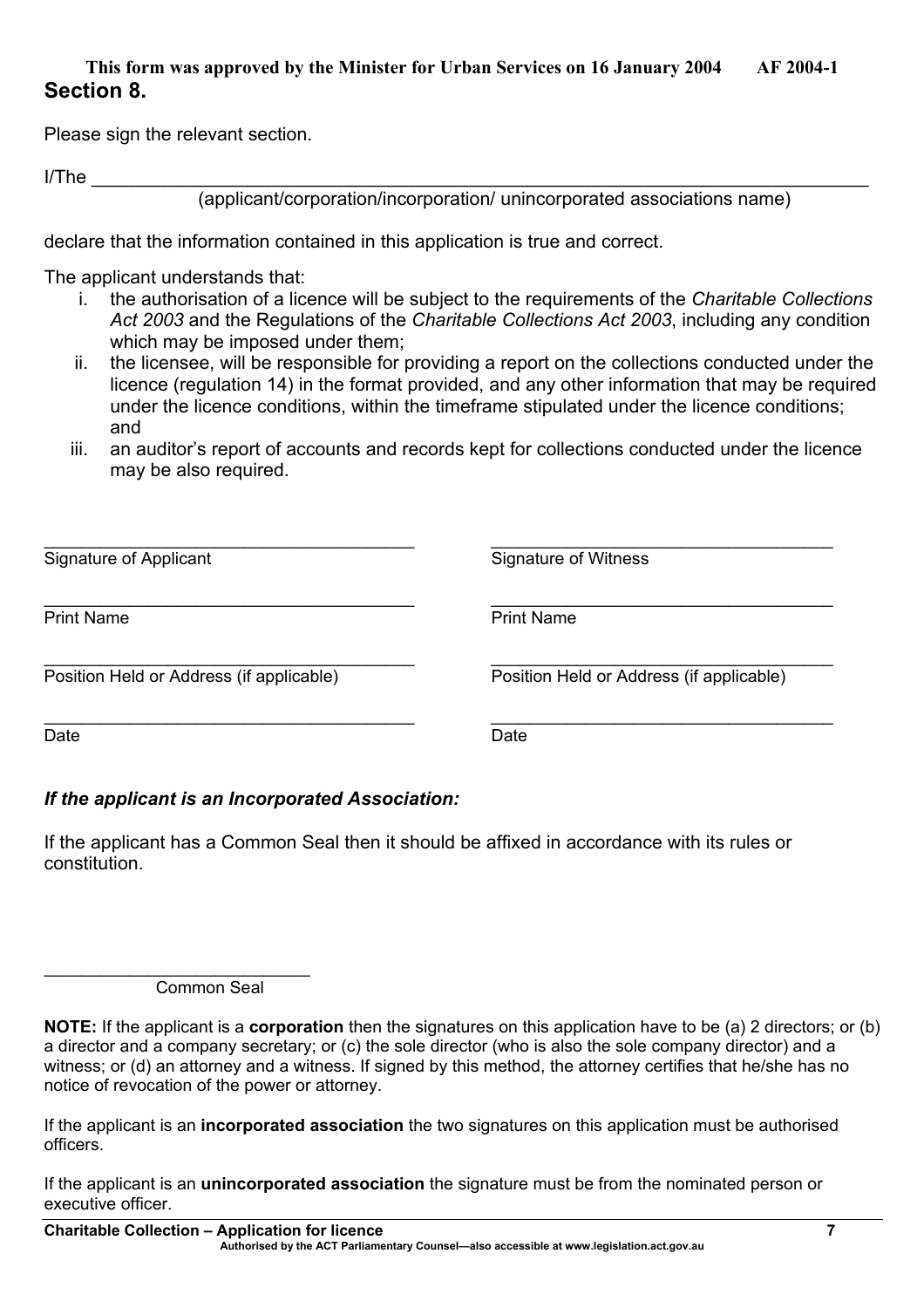This form was approved by the Minister for Urban Services on 16 January 2004 AF 2004-1

## Section 8.

Please sign the relevant section.

I/The ______________________________________________________________
(applicant/corporation/incorporation/ unincorporated associations name)

declare that the information contained in this application is true and correct.

The applicant understands that:

i. the authorisation of a licence will be subject to the requirements of the *Charitable Collections Act 2003* and the Regulations of the *Charitable Collections Act 2003*, including any condition which may be imposed under them;
ii. the licensee, will be responsible for providing a report on the collections conducted under the licence (regulation 14) in the format provided, and any other information that may be required under the licence conditions, within the timeframe stipulated under the licence conditions; and
iii. an auditor's report of accounts and records kept for collections conducted under the licence may be also required.

| | |
|---|---|
| ______________________________ | ______________________________ |
| Signature of Applicant | Signature of Witness |
| ______________________________ | ______________________________ |
| Print Name | Print Name |
| ______________________________ | ______________________________ |
| Position Held or Address (if applicable) | Position Held or Address (if applicable) |
| ______________________________ | ______________________________ |
| Date | Date |

***If the applicant is an Incorporated Association:***

If the applicant has a Common Seal then it should be affixed in accordance with its rules or constitution.

______________________________
Common Seal

**NOTE:** If the applicant is a **corporation** then the signatures on this application have to be (a) 2 directors; or (b) a director and a company secretary; or (c) the sole director (who is also the sole company director) and a witness; or (d) an attorney and a witness. If signed by this method, the attorney certifies that he/she has no notice of revocation of the power or attorney.

If the applicant is an **incorporated association** the two signatures on this application must be authorised officers.

If the applicant is an **unincorporated association** the signature must be from the nominated person or executive officer.